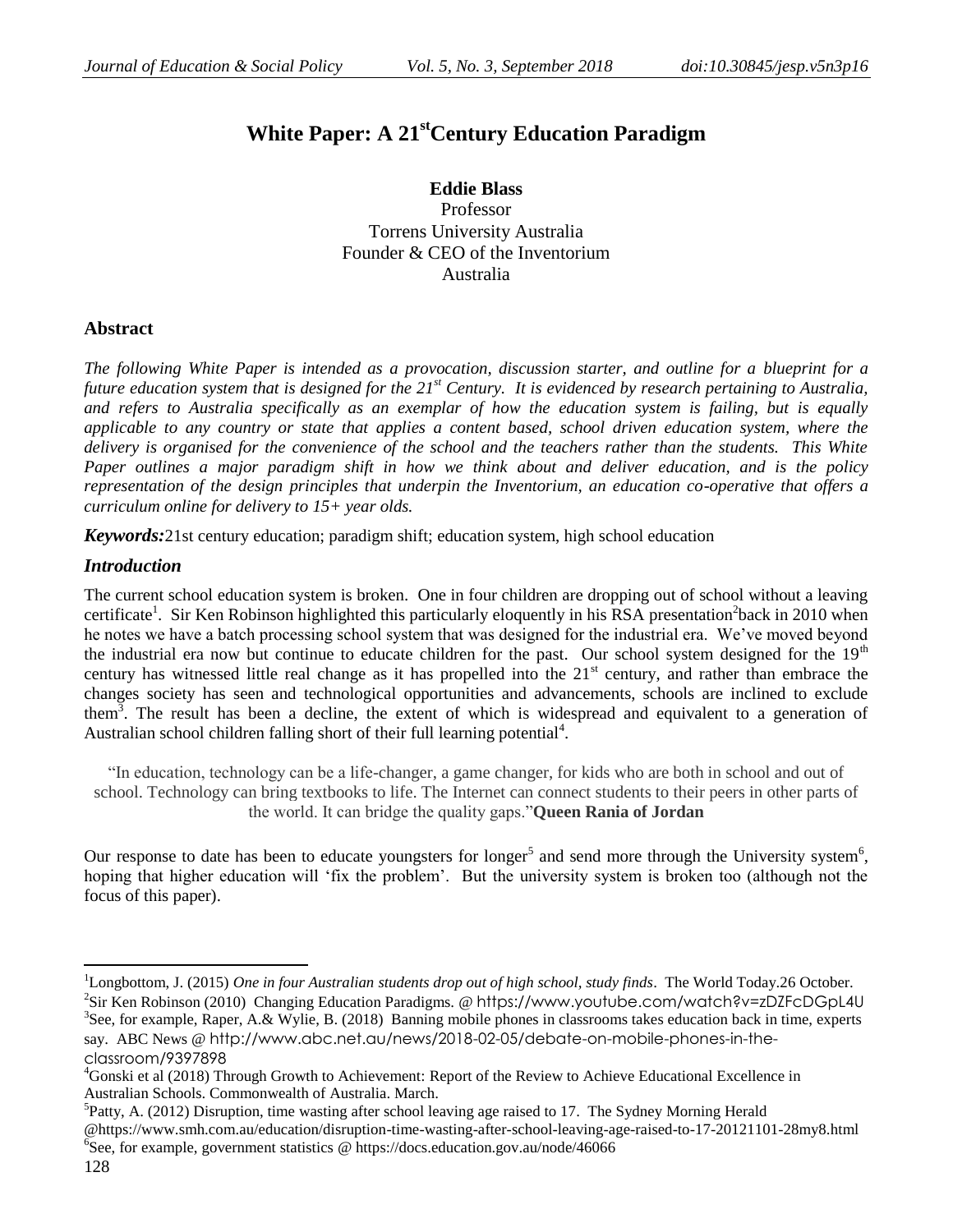# White Paper: A 21st Century Education Paradigm

**Eddie Blass**
Professor
Torrens University Australia
Founder & CEO of the Inventorium
Australia

## Abstract

*The following White Paper is intended as a provocation, discussion starter, and outline for a blueprint for a future education system that is designed for the 21st Century. It is evidenced by research pertaining to Australia, and refers to Australia specifically as an exemplar of how the education system is failing, but is equally applicable to any country or state that applies a content based, school driven education system, where the delivery is organised for the convenience of the school and the teachers rather than the students. This White Paper outlines a major paradigm shift in how we think about and deliver education, and is the policy representation of the design principles that underpin the Inventorium, an education co-operative that offers a curriculum online for delivery to 15+ year olds.*

***Keywords:*** 21st century education; paradigm shift; education system, high school education

## *Introduction*

The current school education system is broken. One in four children are dropping out of school without a leaving certificate[1]. Sir Ken Robinson highlighted this particularly eloquently in his RSA presentation[2] back in 2010 when he notes we have a batch processing school system that was designed for the industrial era. We've moved beyond the industrial era now but continue to educate children for the past. Our school system designed for the 19th century has witnessed little real change as it has propelled into the 21st century, and rather than embrace the changes society has seen and technological opportunities and advancements, schools are inclined to exclude them[3]. The result has been a decline, the extent of which is widespread and equivalent to a generation of Australian school children falling short of their full learning potential[4].

> "In education, technology can be a life-changer, a game changer, for kids who are both in school and out of school. Technology can bring textbooks to life. The Internet can connect students to their peers in other parts of the world. It can bridge the quality gaps." **Queen Rania of Jordan**

Our response to date has been to educate youngsters for longer[5] and send more through the University system[6], hoping that higher education will 'fix the problem'. But the university system is broken too (although not the focus of this paper).

---

[1] Longbottom, J. (2015) *One in four Australian students drop out of high school, study finds*. The World Today.26 October.

[2] Sir Ken Robinson (2010) Changing Education Paradigms. @ https://www.youtube.com/watch?v=zDZFcDGpL4U

[3] See, for example, Raper, A.& Wylie, B. (2018) Banning mobile phones in classrooms takes education back in time, experts say. ABC News @ http://www.abc.net.au/news/2018-02-05/debate-on-mobile-phones-in-the-classroom/9397898

[4] Gonski et al (2018) Through Growth to Achievement: Report of the Review to Achieve Educational Excellence in Australian Schools. Commonwealth of Australia. March.

[5] Patty, A. (2012) Disruption, time wasting after school leaving age raised to 17. The Sydney Morning Herald @https://www.smh.com.au/education/disruption-time-wasting-after-school-leaving-age-raised-to-17-20121101-28my8.html

[6] See, for example, government statistics @ https://docs.education.gov.au/node/46066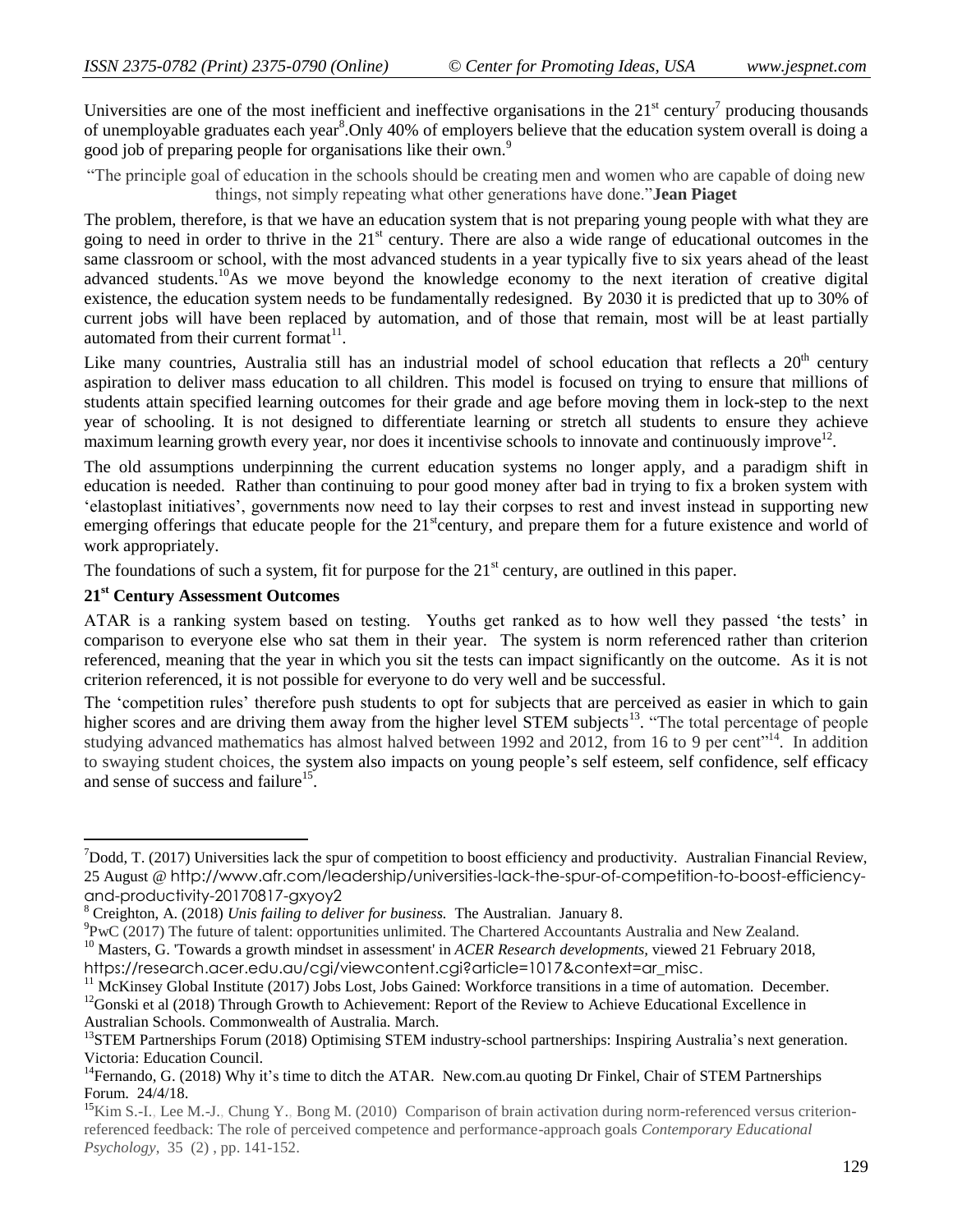Universities are one of the most inefficient and ineffective organisations in the 21st century[7] producing thousands of unemployable graduates each year[8].Only 40% of employers believe that the education system overall is doing a good job of preparing people for organisations like their own.[9]

"The principle goal of education in the schools should be creating men and women who are capable of doing new things, not simply repeating what other generations have done."**Jean Piaget**

The problem, therefore, is that we have an education system that is not preparing young people with what they are going to need in order to thrive in the 21st century. There are also a wide range of educational outcomes in the same classroom or school, with the most advanced students in a year typically five to six years ahead of the least advanced students.[10]As we move beyond the knowledge economy to the next iteration of creative digital existence, the education system needs to be fundamentally redesigned. By 2030 it is predicted that up to 30% of current jobs will have been replaced by automation, and of those that remain, most will be at least partially automated from their current format[11].

Like many countries, Australia still has an industrial model of school education that reflects a 20th century aspiration to deliver mass education to all children. This model is focused on trying to ensure that millions of students attain specified learning outcomes for their grade and age before moving them in lock-step to the next year of schooling. It is not designed to differentiate learning or stretch all students to ensure they achieve maximum learning growth every year, nor does it incentivise schools to innovate and continuously improve[12].

The old assumptions underpinning the current education systems no longer apply, and a paradigm shift in education is needed. Rather than continuing to pour good money after bad in trying to fix a broken system with 'elastoplast initiatives', governments now need to lay their corpses to rest and invest instead in supporting new emerging offerings that educate people for the 21stcentury, and prepare them for a future existence and world of work appropriately.

The foundations of such a system, fit for purpose for the 21st century, are outlined in this paper.

## 21st Century Assessment Outcomes

ATAR is a ranking system based on testing. Youths get ranked as to how well they passed 'the tests' in comparison to everyone else who sat them in their year. The system is norm referenced rather than criterion referenced, meaning that the year in which you sit the tests can impact significantly on the outcome. As it is not criterion referenced, it is not possible for everyone to do very well and be successful.

The 'competition rules' therefore push students to opt for subjects that are perceived as easier in which to gain higher scores and are driving them away from the higher level STEM subjects[13]. "The total percentage of people studying advanced mathematics has almost halved between 1992 and 2012, from 16 to 9 per cent"[14]. In addition to swaying student choices, the system also impacts on young people's self esteem, self confidence, self efficacy and sense of success and failure[15].

---

[7]Dodd, T. (2017) Universities lack the spur of competition to boost efficiency and productivity. Australian Financial Review, 25 August @ http://www.afr.com/leadership/universities-lack-the-spur-of-competition-to-boost-efficiency-and-productivity-20170817-gxyoy2

[8] Creighton, A. (2018) *Unis failing to deliver for business.* The Australian. January 8.

[9]PwC (2017) The future of talent: opportunities unlimited. The Chartered Accountants Australia and New Zealand.

[10] Masters, G. 'Towards a growth mindset in assessment' in *ACER Research developments*, viewed 21 February 2018, https://research.acer.edu.au/cgi/viewcontent.cgi?article=1017&context=ar_misc.

[11] McKinsey Global Institute (2017) Jobs Lost, Jobs Gained: Workforce transitions in a time of automation. December.

[12]Gonski et al (2018) Through Growth to Achievement: Report of the Review to Achieve Educational Excellence in Australian Schools. Commonwealth of Australia. March.

[13]STEM Partnerships Forum (2018) Optimising STEM industry-school partnerships: Inspiring Australia's next generation. Victoria: Education Council.

[14]Fernando, G. (2018) Why it's time to ditch the ATAR. New.com.au quoting Dr Finkel, Chair of STEM Partnerships Forum. 24/4/18.

[15]Kim S.-I., Lee M.-J., Chung Y., Bong M. (2010) Comparison of brain activation during norm-referenced versus criterion-referenced feedback: The role of perceived competence and performance-approach goals *Contemporary Educational Psychology*, 35 (2) , pp. 141-152.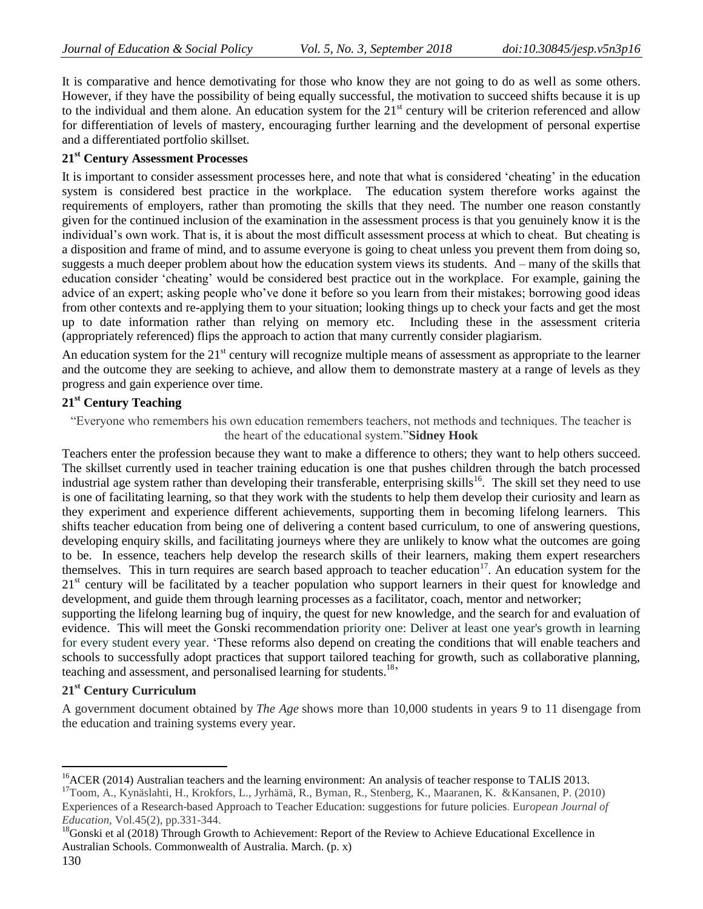It is comparative and hence demotivating for those who know they are not going to do as well as some others. However, if they have the possibility of being equally successful, the motivation to succeed shifts because it is up to the individual and them alone. An education system for the 21st century will be criterion referenced and allow for differentiation of levels of mastery, encouraging further learning and the development of personal expertise and a differentiated portfolio skillset.

### 21st Century Assessment Processes

It is important to consider assessment processes here, and note that what is considered 'cheating' in the education system is considered best practice in the workplace. The education system therefore works against the requirements of employers, rather than promoting the skills that they need. The number one reason constantly given for the continued inclusion of the examination in the assessment process is that you genuinely know it is the individual's own work. That is, it is about the most difficult assessment process at which to cheat. But cheating is a disposition and frame of mind, and to assume everyone is going to cheat unless you prevent them from doing so, suggests a much deeper problem about how the education system views its students. And – many of the skills that education consider 'cheating' would be considered best practice out in the workplace. For example, gaining the advice of an expert; asking people who've done it before so you learn from their mistakes; borrowing good ideas from other contexts and re-applying them to your situation; looking things up to check your facts and get the most up to date information rather than relying on memory etc. Including these in the assessment criteria (appropriately referenced) flips the approach to action that many currently consider plagiarism.

An education system for the 21st century will recognize multiple means of assessment as appropriate to the learner and the outcome they are seeking to achieve, and allow them to demonstrate mastery at a range of levels as they progress and gain experience over time.

### 21st Century Teaching

"Everyone who remembers his own education remembers teachers, not methods and techniques. The teacher is the heart of the educational system."**Sidney Hook**

Teachers enter the profession because they want to make a difference to others; they want to help others succeed. The skillset currently used in teacher training education is one that pushes children through the batch processed industrial age system rather than developing their transferable, enterprising skills[16]. The skill set they need to use is one of facilitating learning, so that they work with the students to help them develop their curiosity and learn as they experiment and experience different achievements, supporting them in becoming lifelong learners. This shifts teacher education from being one of delivering a content based curriculum, to one of answering questions, developing enquiry skills, and facilitating journeys where they are unlikely to know what the outcomes are going to be. In essence, teachers help develop the research skills of their learners, making them expert researchers themselves. This in turn requires are search based approach to teacher education[17]. An education system for the 21st century will be facilitated by a teacher population who support learners in their quest for knowledge and development, and guide them through learning processes as a facilitator, coach, mentor and networker;

supporting the lifelong learning bug of inquiry, the quest for new knowledge, and the search for and evaluation of evidence. This will meet the Gonski recommendation priority one: Deliver at least one year's growth in learning for every student every year. 'These reforms also depend on creating the conditions that will enable teachers and schools to successfully adopt practices that support tailored teaching for growth, such as collaborative planning, teaching and assessment, and personalised learning for students.[18]'

### 21st Century Curriculum

A government document obtained by *The Age* shows more than 10,000 students in years 9 to 11 disengage from the education and training systems every year.

---

[16] ACER (2014) Australian teachers and the learning environment: An analysis of teacher response to TALIS 2013.

[17] Toom, A., Kynäslahti, H., Krokfors, L., Jyrhämä, R., Byman, R., Stenberg, K., Maaranen, K. &Kansanen, P. (2010) Experiences of a Research-based Approach to Teacher Education: suggestions for future policies. *European Journal of Education*, Vol.45(2), pp.331-344.

[18] Gonski et al (2018) Through Growth to Achievement: Report of the Review to Achieve Educational Excellence in Australian Schools. Commonwealth of Australia. March. (p. x)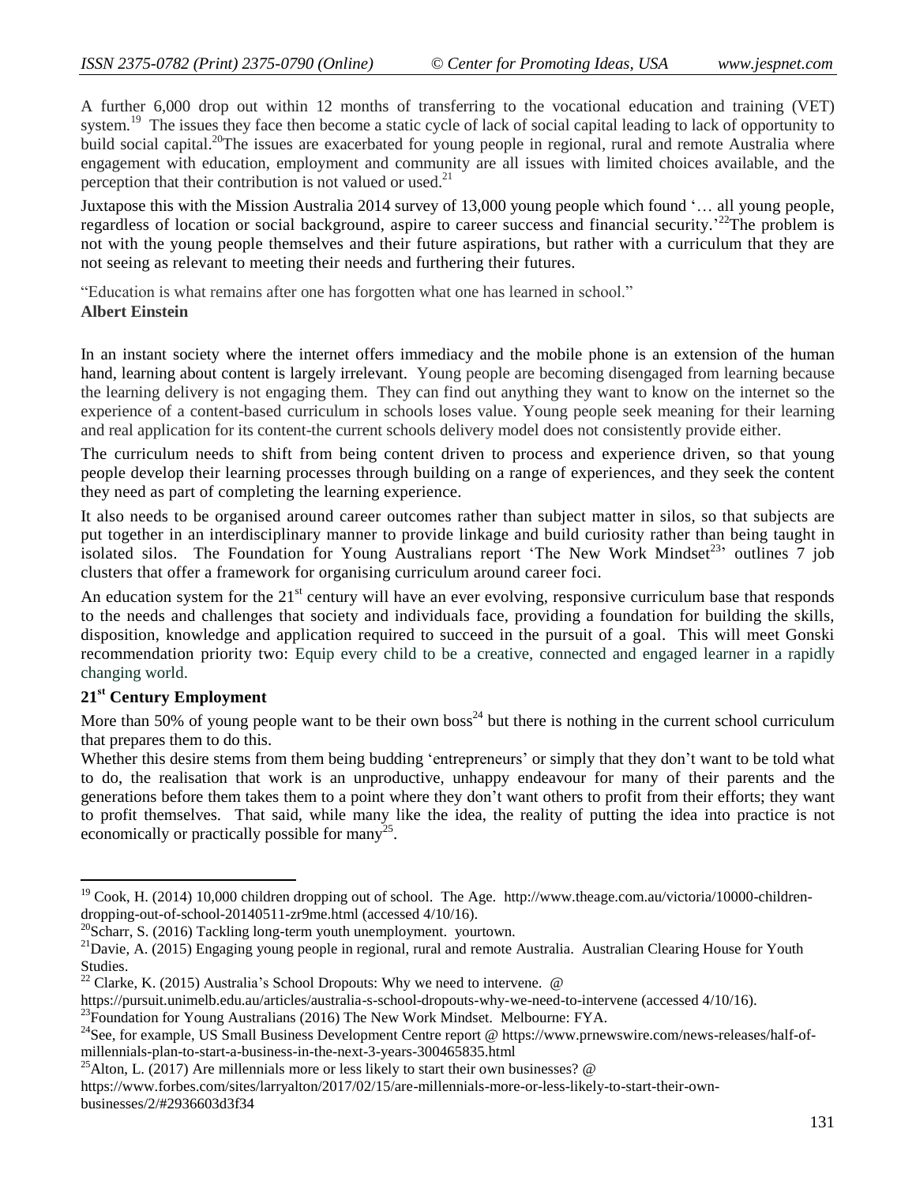A further 6,000 drop out within 12 months of transferring to the vocational education and training (VET) system.[19] The issues they face then become a static cycle of lack of social capital leading to lack of opportunity to build social capital.[20] The issues are exacerbated for young people in regional, rural and remote Australia where engagement with education, employment and community are all issues with limited choices available, and the perception that their contribution is not valued or used.[21]

Juxtapose this with the Mission Australia 2014 survey of 13,000 young people which found '… all young people, regardless of location or social background, aspire to career success and financial security.'[22] The problem is not with the young people themselves and their future aspirations, but rather with a curriculum that they are not seeing as relevant to meeting their needs and furthering their futures.

"Education is what remains after one has forgotten what one has learned in school."
**Albert Einstein**

In an instant society where the internet offers immediacy and the mobile phone is an extension of the human hand, learning about content is largely irrelevant. Young people are becoming disengaged from learning because the learning delivery is not engaging them. They can find out anything they want to know on the internet so the experience of a content-based curriculum in schools loses value. Young people seek meaning for their learning and real application for its content-the current schools delivery model does not consistently provide either.

The curriculum needs to shift from being content driven to process and experience driven, so that young people develop their learning processes through building on a range of experiences, and they seek the content they need as part of completing the learning experience.

It also needs to be organised around career outcomes rather than subject matter in silos, so that subjects are put together in an interdisciplinary manner to provide linkage and build curiosity rather than being taught in isolated silos. The Foundation for Young Australians report 'The New Work Mindset[23]' outlines 7 job clusters that offer a framework for organising curriculum around career foci.

An education system for the 21st century will have an ever evolving, responsive curriculum base that responds to the needs and challenges that society and individuals face, providing a foundation for building the skills, disposition, knowledge and application required to succeed in the pursuit of a goal. This will meet Gonski recommendation priority two: Equip every child to be a creative, connected and engaged learner in a rapidly changing world.

## 21st Century Employment

More than 50% of young people want to be their own boss[24] but there is nothing in the current school curriculum that prepares them to do this.

Whether this desire stems from them being budding 'entrepreneurs' or simply that they don't want to be told what to do, the realisation that work is an unproductive, unhappy endeavour for many of their parents and the generations before them takes them to a point where they don't want others to profit from their efforts; they want to profit themselves. That said, while many like the idea, the reality of putting the idea into practice is not economically or practically possible for many[25].

---

[19] Cook, H. (2014) 10,000 children dropping out of school. The Age. http://www.theage.com.au/victoria/10000-children-dropping-out-of-school-20140511-zr9me.html (accessed 4/10/16).

[20] Scharr, S. (2016) Tackling long-term youth unemployment. yourtown.

[21] Davie, A. (2015) Engaging young people in regional, rural and remote Australia. Australian Clearing House for Youth Studies.

[22] Clarke, K. (2015) Australia's School Dropouts: Why we need to intervene. @ https://pursuit.unimelb.edu.au/articles/australia-s-school-dropouts-why-we-need-to-intervene (accessed 4/10/16).

[23] Foundation for Young Australians (2016) The New Work Mindset. Melbourne: FYA.

[24] See, for example, US Small Business Development Centre report @ https://www.prnewswire.com/news-releases/half-of-millennials-plan-to-start-a-business-in-the-next-3-years-300465835.html

[25] Alton, L. (2017) Are millennials more or less likely to start their own businesses? @ https://www.forbes.com/sites/larryalton/2017/02/15/are-millennials-more-or-less-likely-to-start-their-own-businesses/2/#2936603d3f34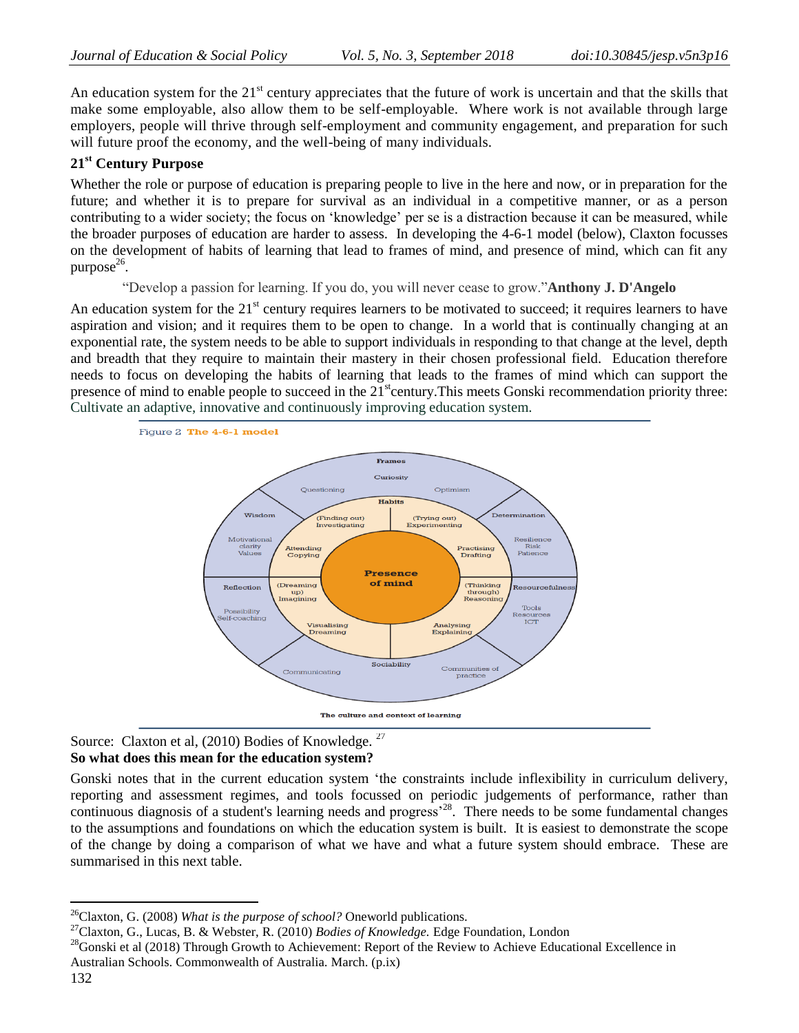An education system for the 21st century appreciates that the future of work is uncertain and that the skills that make some employable, also allow them to be self-employable. Where work is not available through large employers, people will thrive through self-employment and community engagement, and preparation for such will future proof the economy, and the well-being of many individuals.

## 21st Century Purpose

Whether the role or purpose of education is preparing people to live in the here and now, or in preparation for the future; and whether it is to prepare for survival as an individual in a competitive manner, or as a person contributing to a wider society; the focus on 'knowledge' per se is a distraction because it can be measured, while the broader purposes of education are harder to assess. In developing the 4-6-1 model (below), Claxton focusses on the development of habits of learning that lead to frames of mind, and presence of mind, which can fit any purpose[26].

"Develop a passion for learning. If you do, you will never cease to grow."**Anthony J. D'Angelo**

An education system for the 21st century requires learners to be motivated to succeed; it requires learners to have aspiration and vision; and it requires them to be open to change. In a world that is continually changing at an exponential rate, the system needs to be able to support individuals in responding to that change at the level, depth and breadth that they require to maintain their mastery in their chosen professional field. Education therefore needs to focus on developing the habits of learning that leads to the frames of mind which can support the presence of mind to enable people to succeed in the 21st century.This meets Gonski recommendation priority three: Cultivate an adaptive, innovative and continuously improving education system.

Figure 2 **The 4-6-1 model**

Frames — Curiosity: Questioning, Optimism; Determination: Resilience, Risk, Patience; Resourcefulness: Tools, Resources, ICT; Sociability: Communicating, Communities of practice; Reflection: Possibility, Self-coaching; Wisdom: Motivational clarity, Values

Habits — (Finding out) Investigating; (Trying out) Experimenting; Practising Drafting; (Thinking through) Reasoning; Analysing Explaining; Visualising Dreaming; (Dreaming up) Imagining; Attending Copying

Presence of mind

The culture and context of learning

Source: Claxton et al, (2010) Bodies of Knowledge. [27]

**So what does this mean for the education system?**

Gonski notes that in the current education system 'the constraints include inflexibility in curriculum delivery, reporting and assessment regimes, and tools focussed on periodic judgements of performance, rather than continuous diagnosis of a student's learning needs and progress'[28]. There needs to be some fundamental changes to the assumptions and foundations on which the education system is built. It is easiest to demonstrate the scope of the change by doing a comparison of what we have and what a future system should embrace. These are summarised in this next table.

---

[26] Claxton, G. (2008) *What is the purpose of school?* Oneworld publications.

[27] Claxton, G., Lucas, B. & Webster, R. (2010) *Bodies of Knowledge.* Edge Foundation, London

[28] Gonski et al (2018) Through Growth to Achievement: Report of the Review to Achieve Educational Excellence in Australian Schools. Commonwealth of Australia. March. (p.ix)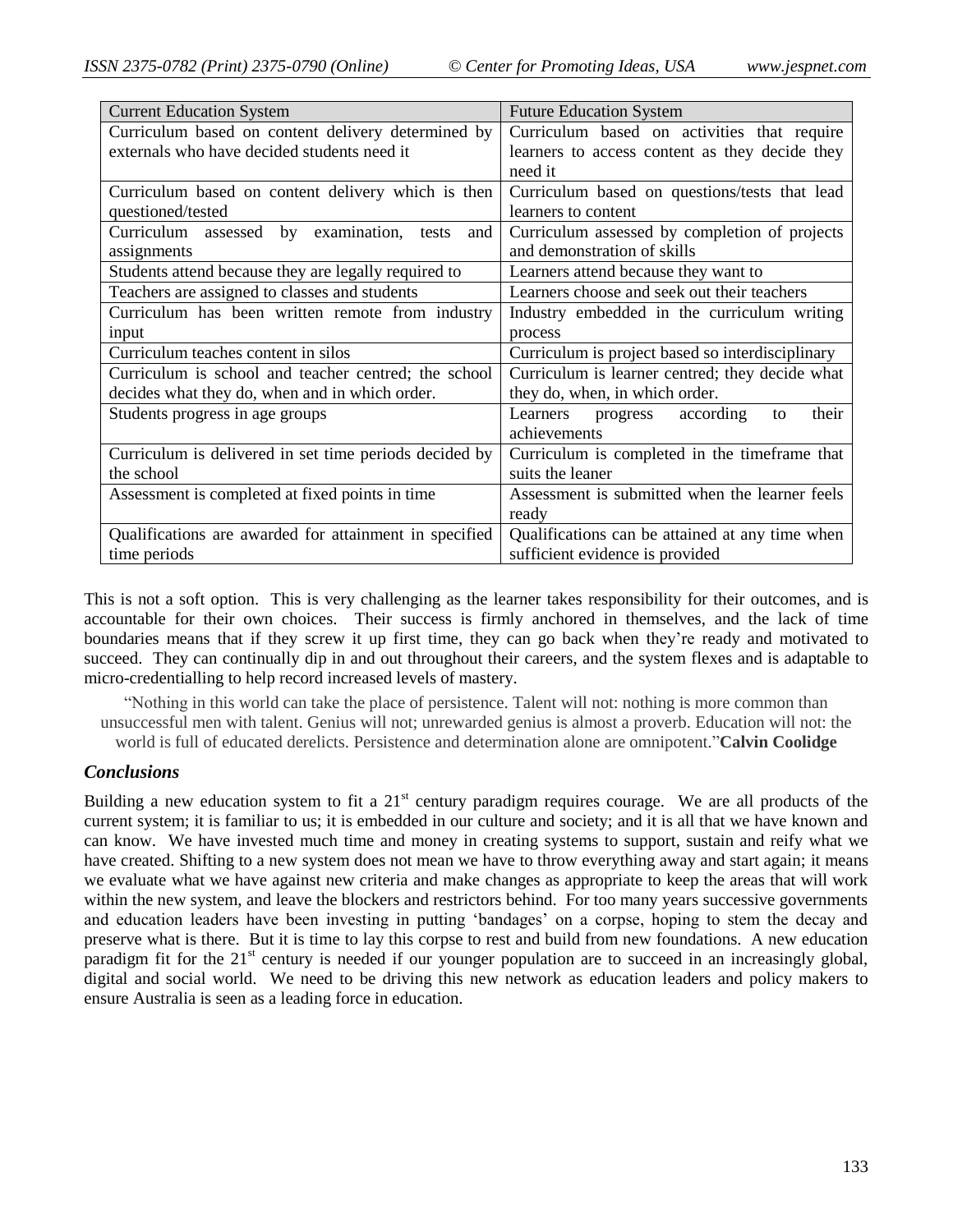| Current Education System | Future Education System |
|---|---|
| Curriculum based on content delivery determined by externals who have decided students need it | Curriculum based on activities that require learners to access content as they decide they need it |
| Curriculum based on content delivery which is then questioned/tested | Curriculum based on questions/tests that lead learners to content |
| Curriculum assessed by examination, tests and assignments | Curriculum assessed by completion of projects and demonstration of skills |
| Students attend because they are legally required to | Learners attend because they want to |
| Teachers are assigned to classes and students | Learners choose and seek out their teachers |
| Curriculum has been written remote from industry input | Industry embedded in the curriculum writing process |
| Curriculum teaches content in silos | Curriculum is project based so interdisciplinary |
| Curriculum is school and teacher centred; the school decides what they do, when and in which order. | Curriculum is learner centred; they decide what they do, when, in which order. |
| Students progress in age groups | Learners progress according to their achievements |
| Curriculum is delivered in set time periods decided by the school | Curriculum is completed in the timeframe that suits the leaner |
| Assessment is completed at fixed points in time | Assessment is submitted when the learner feels ready |
| Qualifications are awarded for attainment in specified time periods | Qualifications can be attained at any time when sufficient evidence is provided |

This is not a soft option. This is very challenging as the learner takes responsibility for their outcomes, and is accountable for their own choices. Their success is firmly anchored in themselves, and the lack of time boundaries means that if they screw it up first time, they can go back when they're ready and motivated to succeed. They can continually dip in and out throughout their careers, and the system flexes and is adaptable to micro-credentialling to help record increased levels of mastery.

"Nothing in this world can take the place of persistence. Talent will not: nothing is more common than unsuccessful men with talent. Genius will not; unrewarded genius is almost a proverb. Education will not: the world is full of educated derelicts. Persistence and determination alone are omnipotent."**Calvin Coolidge**

### *Conclusions*

Building a new education system to fit a 21st century paradigm requires courage. We are all products of the current system; it is familiar to us; it is embedded in our culture and society; and it is all that we have known and can know. We have invested much time and money in creating systems to support, sustain and reify what we have created. Shifting to a new system does not mean we have to throw everything away and start again; it means we evaluate what we have against new criteria and make changes as appropriate to keep the areas that will work within the new system, and leave the blockers and restrictors behind. For too many years successive governments and education leaders have been investing in putting 'bandages' on a corpse, hoping to stem the decay and preserve what is there. But it is time to lay this corpse to rest and build from new foundations. A new education paradigm fit for the 21st century is needed if our younger population are to succeed in an increasingly global, digital and social world. We need to be driving this new network as education leaders and policy makers to ensure Australia is seen as a leading force in education.